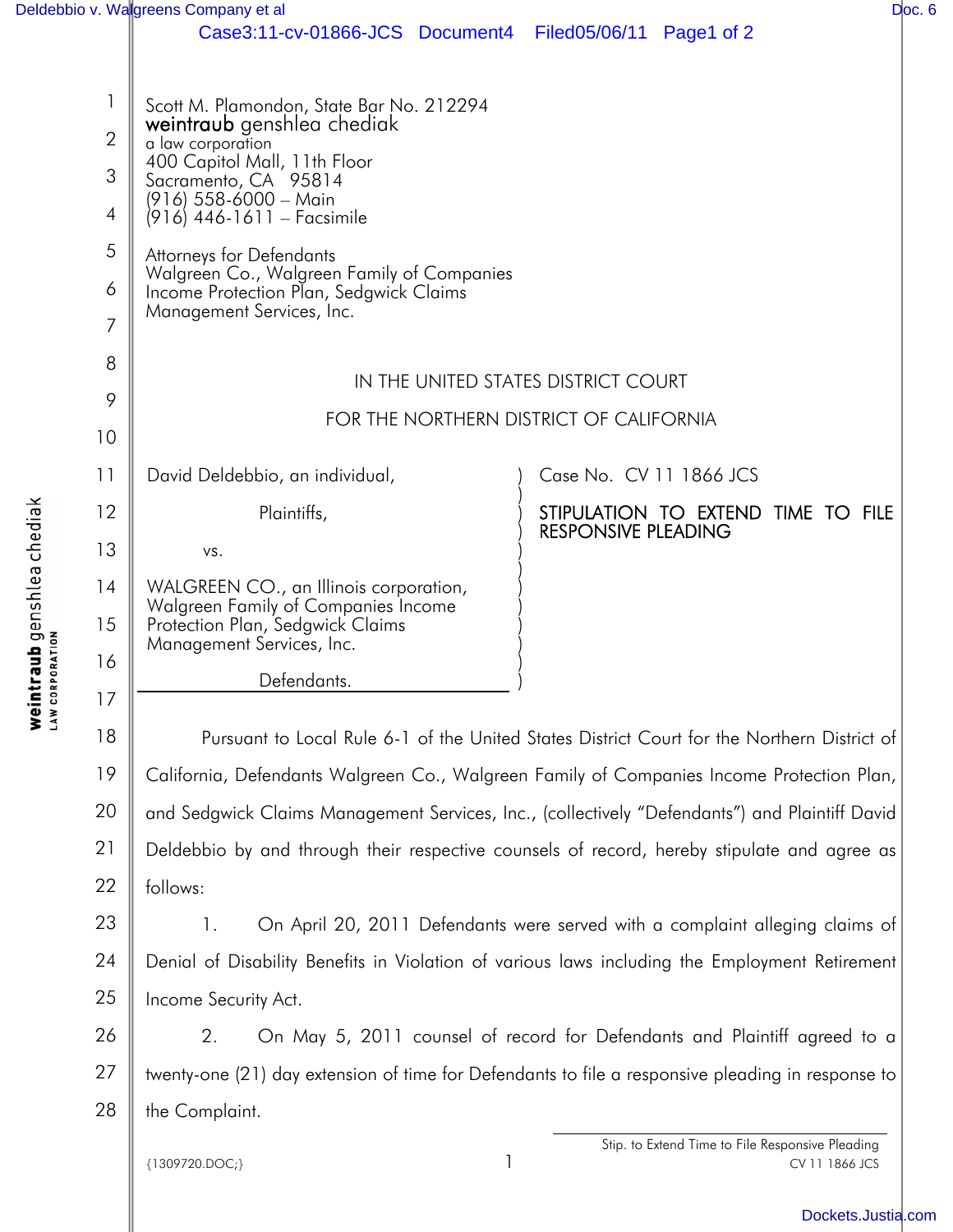Scott M. Plamondon, State Bar No. 212294
**weintraub** genshlea chediak
a law corporation
400 Capitol Mall, 11th Floor
Sacramento, CA 95814
(916) 558-6000 – Main
(916) 446-1611 – Facsimile

Attorneys for Defendants
Walgreen Co., Walgreen Family of Companies Income Protection Plan, Sedgwick Claims Management Services, Inc.

IN THE UNITED STATES DISTRICT COURT

FOR THE NORTHERN DISTRICT OF CALIFORNIA

David Deldebbio, an individual,

Plaintiffs,

vs.

WALGREEN CO., an Illinois corporation, Walgreen Family of Companies Income Protection Plan, Sedgwick Claims Management Services, Inc.

Defendants.

Case No. CV 11 1866 JCS

**STIPULATION TO EXTEND TIME TO FILE RESPONSIVE PLEADING**

Pursuant to Local Rule 6-1 of the United States District Court for the Northern District of California, Defendants Walgreen Co., Walgreen Family of Companies Income Protection Plan, and Sedgwick Claims Management Services, Inc., (collectively "Defendants") and Plaintiff David Deldebbio by and through their respective counsels of record, hereby stipulate and agree as follows:

1. On April 20, 2011 Defendants were served with a complaint alleging claims of Denial of Disability Benefits in Violation of various laws including the Employment Retirement Income Security Act.

2. On May 5, 2011 counsel of record for Defendants and Plaintiff agreed to a twenty-one (21) day extension of time for Defendants to file a responsive pleading in response to the Complaint.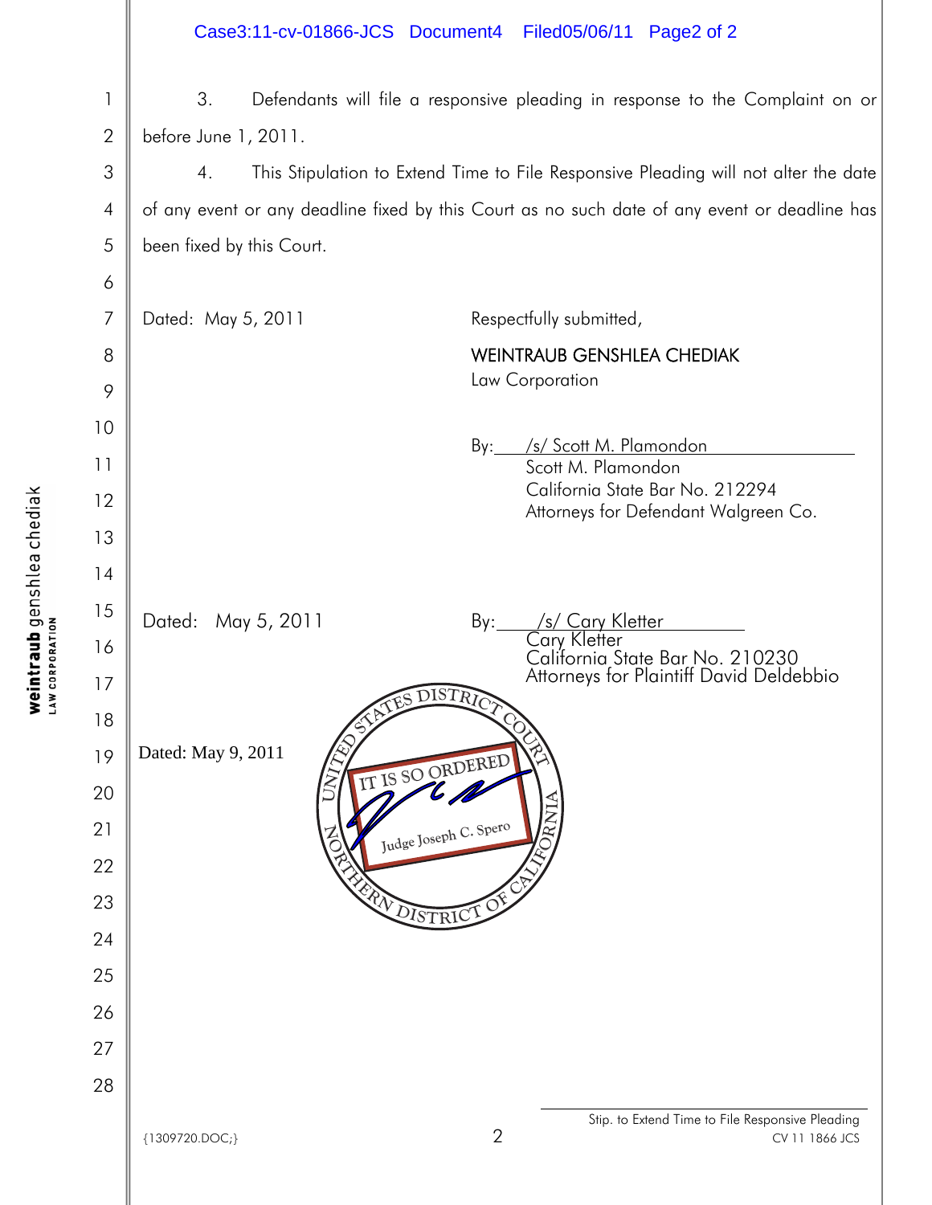3. Defendants will file a responsive pleading in response to the Complaint on or before June 1, 2011.

4. This Stipulation to Extend Time to File Responsive Pleading will not alter the date of any event or any deadline fixed by this Court as no such date of any event or deadline has been fixed by this Court.

Dated: May 5, 2011

Respectfully submitted,

WEINTRAUB GENSHLEA CHEDIAK
Law Corporation

By: /s/ Scott M. Plamondon
Scott M. Plamondon
California State Bar No. 212294
Attorneys for Defendant Walgreen Co.

Dated: May 5, 2011

By: /s/ Cary Kletter
Cary Kletter
California State Bar No. 210230
Attorneys for Plaintiff David Deldebbio

Dated: May 9, 2011

UNITED STATES DISTRICT COURT
NORTHERN DISTRICT OF CALIFORNIA
IT IS SO ORDERED
Judge Joseph C. Spero

{1309720.DOC;}

Stip. to Extend Time to File Responsive Pleading
CV 11 1866 JCS